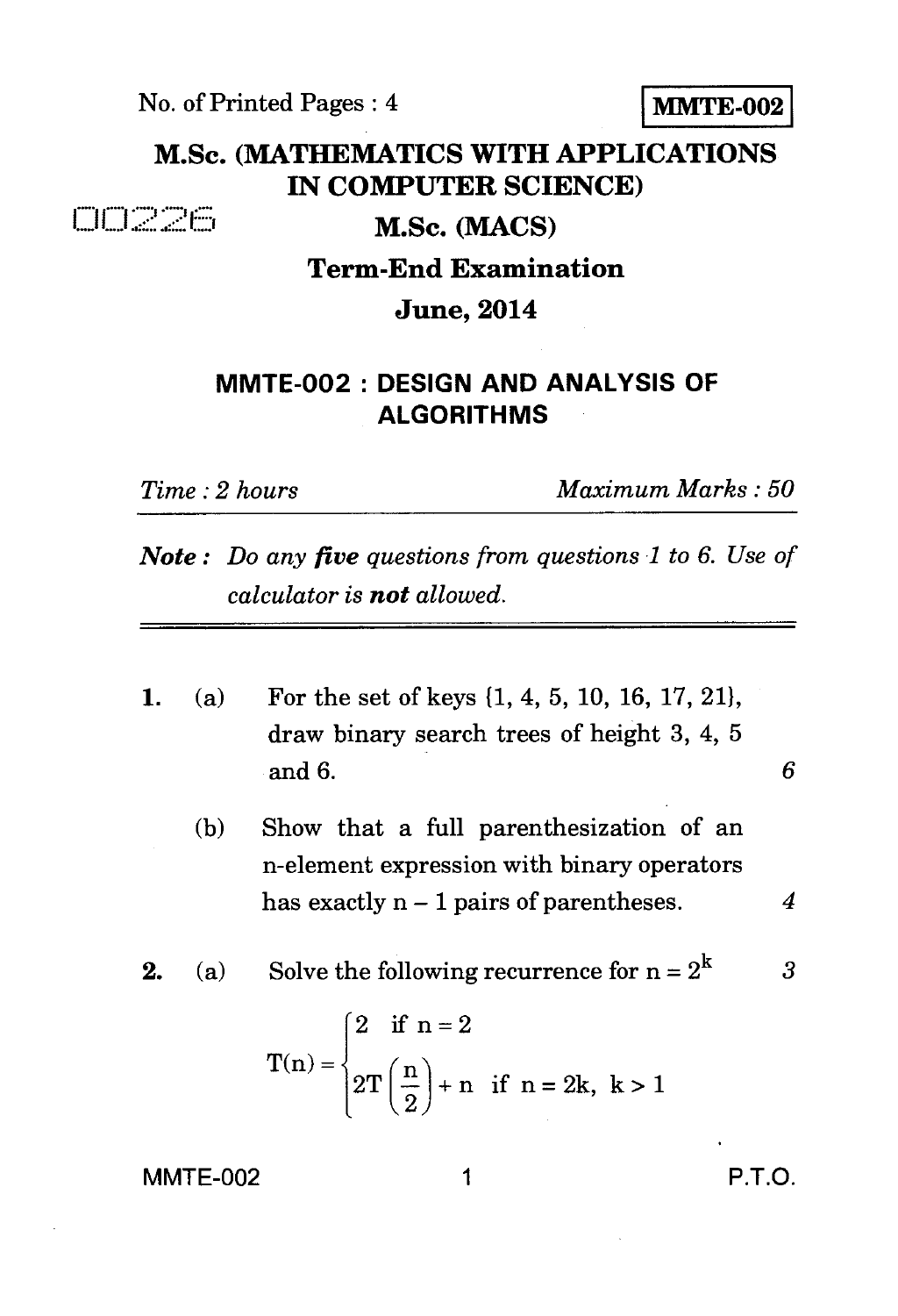No. of Printed Pages : 4

**MMTE-002**

# M.Sc. (MATHEMATICS WITH APPLICATIONS IN COMPUTER SCIENCE)

00226

## M.Sc. (MACS)

## Term-End Examination

## June, 2014

### MMTE-002 : DESIGN AND ANALYSIS OF ALGORITHMS

*Time : 2 hours* *Maximum Marks : 50*

***Note :*** *Do any **five** questions from questions 1 to 6. Use of calculator is **not** allowed.*

---

**1.** (a) For the set of keys {1, 4, 5, 10, 16, 17, 21}, draw binary search trees of height 3, 4, 5 and 6. *6*

(b) Show that a full parenthesization of an n-element expression with binary operators has exactly $n - 1$ pairs of parentheses. *4*

**2.** (a) Solve the following recurrence for $n = 2^k$ *3*

$$T(n) = \begin{cases} 2 & \text{if } n = 2 \\ 2T\left(\dfrac{n}{2}\right) + n & \text{if } n = 2k,\ k > 1 \end{cases}$$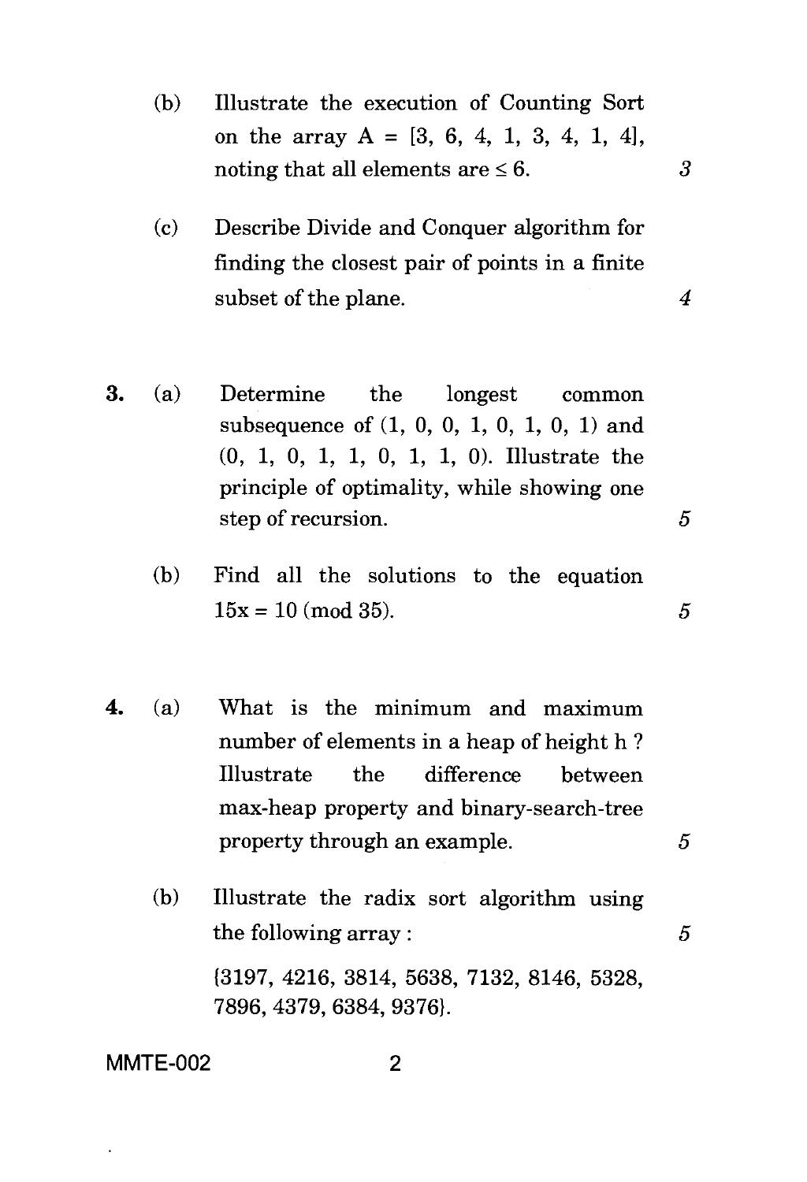(b) Illustrate the execution of Counting Sort on the array $A = [3, 6, 4, 1, 3, 4, 1, 4]$, noting that all elements are $\leq 6$. *3*

(c) Describe Divide and Conquer algorithm for finding the closest pair of points in a finite subset of the plane. *4*

**3.** (a) Determine the longest common subsequence of (1, 0, 0, 1, 0, 1, 0, 1) and (0, 1, 0, 1, 1, 0, 1, 1, 0). Illustrate the principle of optimality, while showing one step of recursion. *5*

(b) Find all the solutions to the equation $15x \equiv 10 \pmod{35}$. *5*

**4.** (a) What is the minimum and maximum number of elements in a heap of height h ? Illustrate the difference between max-heap property and binary-search-tree property through an example. *5*

(b) Illustrate the radix sort algorithm using the following array : *5*

{3197, 4216, 3814, 5638, 7132, 8146, 5328, 7896, 4379, 6384, 9376}.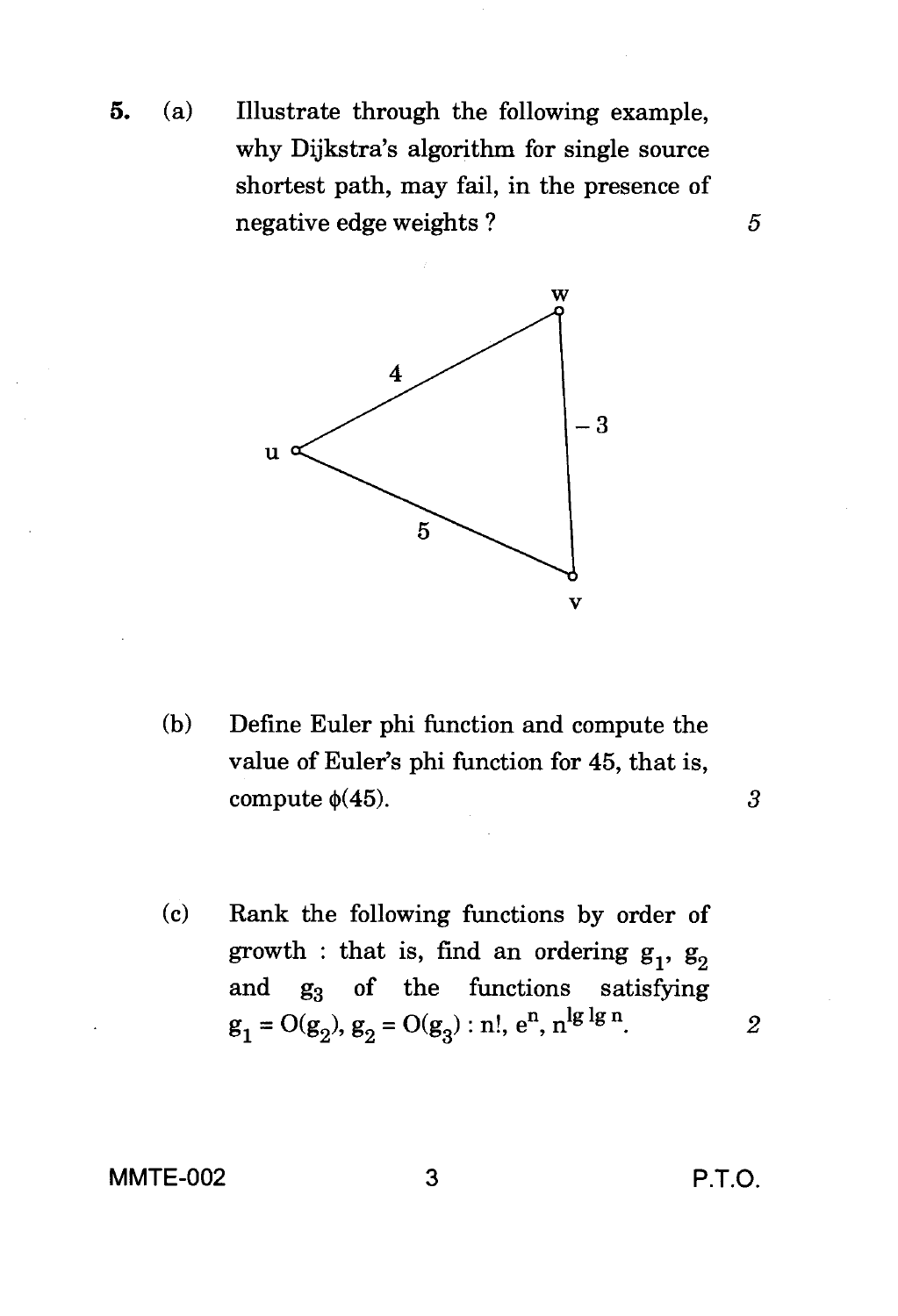5. (a) Illustrate through the following example, why Dijkstra's algorithm for single source shortest path, may fail, in the presence of negative edge weights ? *5*

(b) Define Euler phi function and compute the value of Euler's phi function for 45, that is, compute $\phi(45)$. *3*

(c) Rank the following functions by order of growth : that is, find an ordering $g_1$, $g_2$ and $g_3$ of the functions satisfying $g_1 = O(g_2)$, $g_2 = O(g_3)$ : $n!$, $e^n$, $n^{\lg \lg n}$. *2*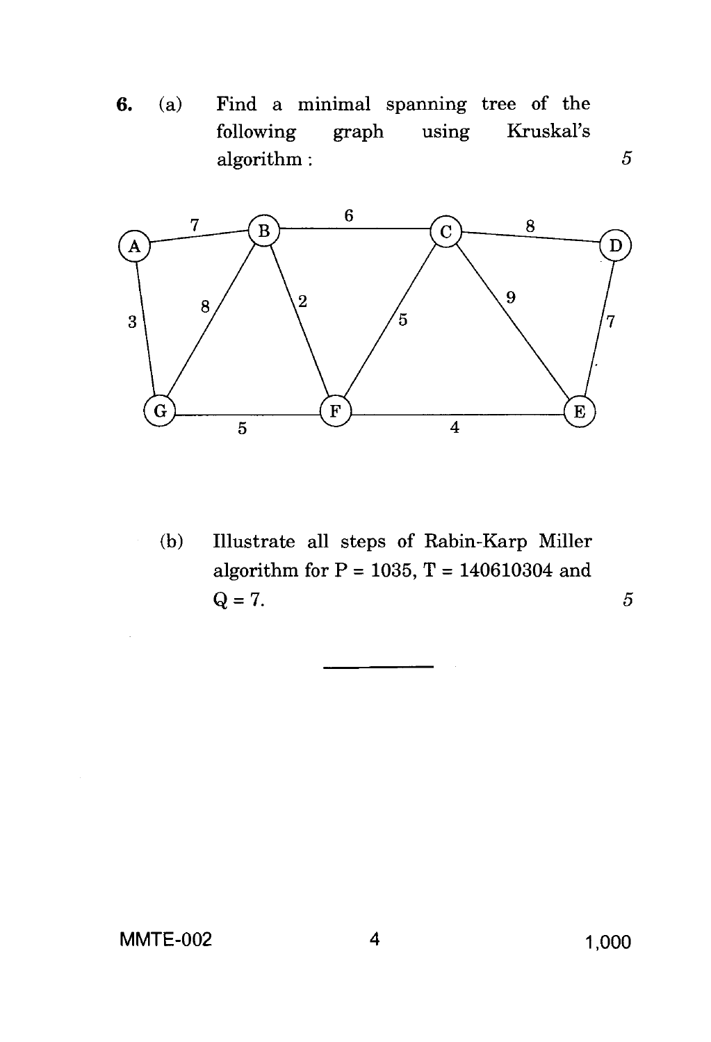**6.** (a) Find a minimal spanning tree of the following graph using Kruskal's algorithm : *5*

A
B
C
D
E
F
G
7
6
8
3
8
2
5
9
7
5
4

(b) Illustrate all steps of Rabin-Karp Miller algorithm for P = 1035, T = 140610304 and Q = 7. *5*

---